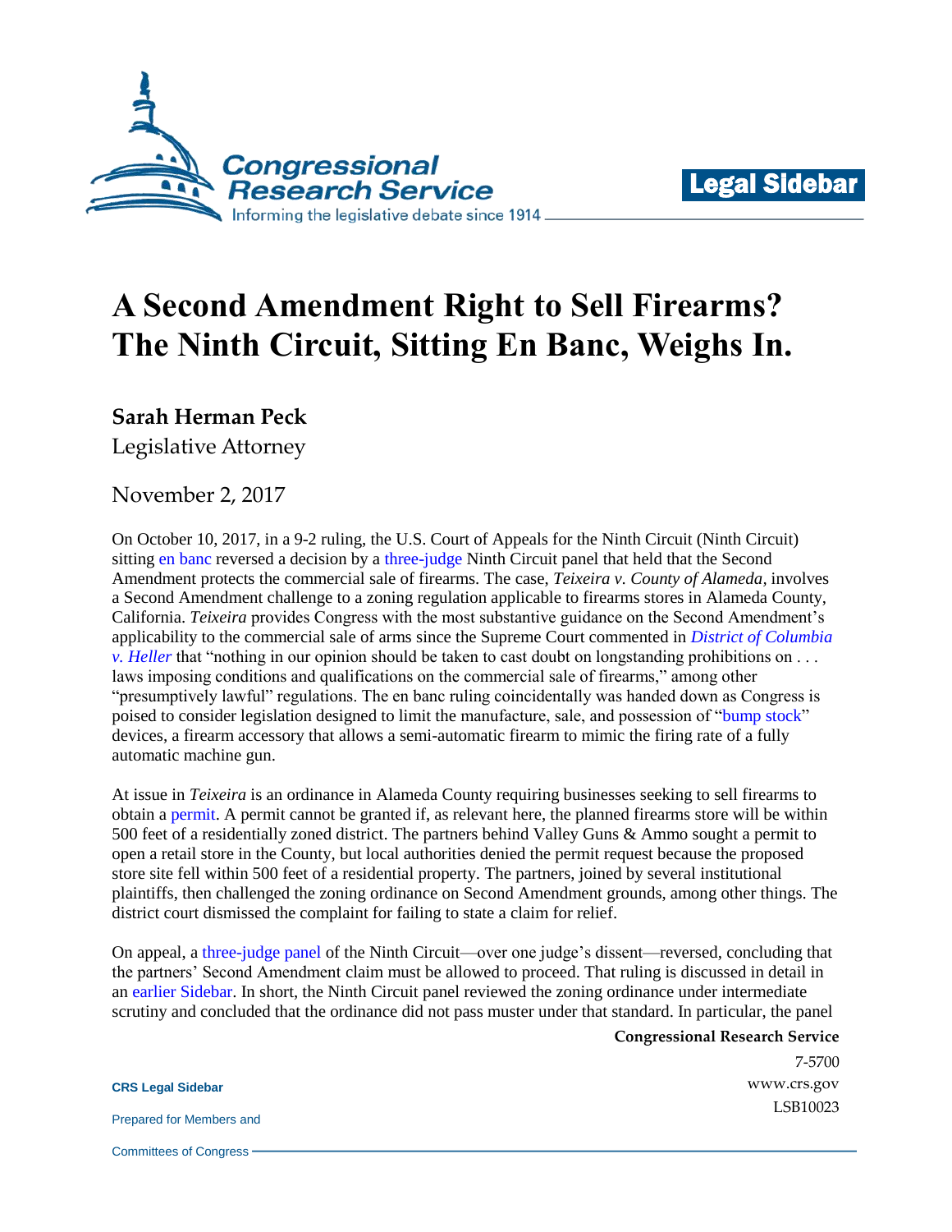# A Second Amendment Right to Sell Firearms? The Ninth Circuit, Sitting En Banc, Weighs In.

**Sarah Herman Peck**

Legislative Attorney

November 2, 2017

On October 10, 2017, in a 9-2 ruling, the U.S. Court of Appeals for the Ninth Circuit (Ninth Circuit) sitting en banc reversed a decision by a three-judge Ninth Circuit panel that held that the Second Amendment protects the commercial sale of firearms. The case, *Teixeira v. County of Alameda*, involves a Second Amendment challenge to a zoning regulation applicable to firearms stores in Alameda County, California. *Teixeira* provides Congress with the most substantive guidance on the Second Amendment's applicability to the commercial sale of arms since the Supreme Court commented in *District of Columbia v. Heller* that "nothing in our opinion should be taken to cast doubt on longstanding prohibitions on . . . laws imposing conditions and qualifications on the commercial sale of firearms," among other "presumptively lawful" regulations. The en banc ruling coincidentally was handed down as Congress is poised to consider legislation designed to limit the manufacture, sale, and possession of "bump stock" devices, a firearm accessory that allows a semi-automatic firearm to mimic the firing rate of a fully automatic machine gun.

At issue in *Teixeira* is an ordinance in Alameda County requiring businesses seeking to sell firearms to obtain a permit. A permit cannot be granted if, as relevant here, the planned firearms store will be within 500 feet of a residentially zoned district. The partners behind Valley Guns & Ammo sought a permit to open a retail store in the County, but local authorities denied the permit request because the proposed store site fell within 500 feet of a residential property. The partners, joined by several institutional plaintiffs, then challenged the zoning ordinance on Second Amendment grounds, among other things. The district court dismissed the complaint for failing to state a claim for relief.

On appeal, a three-judge panel of the Ninth Circuit—over one judge's dissent—reversed, concluding that the partners' Second Amendment claim must be allowed to proceed. That ruling is discussed in detail in an earlier Sidebar. In short, the Ninth Circuit panel reviewed the zoning ordinance under intermediate scrutiny and concluded that the ordinance did not pass muster under that standard. In particular, the panel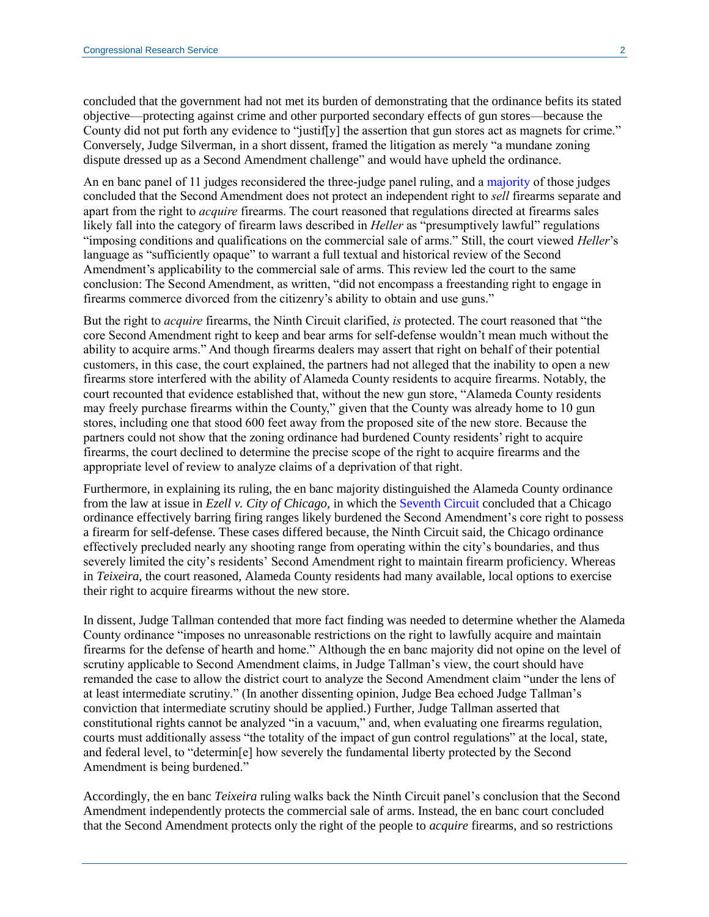concluded that the government had not met its burden of demonstrating that the ordinance befits its stated objective—protecting against crime and other purported secondary effects of gun stores—because the County did not put forth any evidence to "justif[y] the assertion that gun stores act as magnets for crime." Conversely, Judge Silverman, in a short dissent, framed the litigation as merely "a mundane zoning dispute dressed up as a Second Amendment challenge" and would have upheld the ordinance.

An en banc panel of 11 judges reconsidered the three-judge panel ruling, and a majority of those judges concluded that the Second Amendment does not protect an independent right to *sell* firearms separate and apart from the right to *acquire* firearms. The court reasoned that regulations directed at firearms sales likely fall into the category of firearm laws described in *Heller* as "presumptively lawful" regulations "imposing conditions and qualifications on the commercial sale of arms." Still, the court viewed *Heller*'s language as "sufficiently opaque" to warrant a full textual and historical review of the Second Amendment's applicability to the commercial sale of arms. This review led the court to the same conclusion: The Second Amendment, as written, "did not encompass a freestanding right to engage in firearms commerce divorced from the citizenry's ability to obtain and use guns."

But the right to *acquire* firearms, the Ninth Circuit clarified, *is* protected. The court reasoned that "the core Second Amendment right to keep and bear arms for self-defense wouldn't mean much without the ability to acquire arms." And though firearms dealers may assert that right on behalf of their potential customers, in this case, the court explained, the partners had not alleged that the inability to open a new firearms store interfered with the ability of Alameda County residents to acquire firearms. Notably, the court recounted that evidence established that, without the new gun store, "Alameda County residents may freely purchase firearms within the County," given that the County was already home to 10 gun stores, including one that stood 600 feet away from the proposed site of the new store. Because the partners could not show that the zoning ordinance had burdened County residents' right to acquire firearms, the court declined to determine the precise scope of the right to acquire firearms and the appropriate level of review to analyze claims of a deprivation of that right.

Furthermore, in explaining its ruling, the en banc majority distinguished the Alameda County ordinance from the law at issue in *Ezell v. City of Chicago*, in which the Seventh Circuit concluded that a Chicago ordinance effectively barring firing ranges likely burdened the Second Amendment's core right to possess a firearm for self-defense. These cases differed because, the Ninth Circuit said, the Chicago ordinance effectively precluded nearly any shooting range from operating within the city's boundaries, and thus severely limited the city's residents' Second Amendment right to maintain firearm proficiency. Whereas in *Teixeira*, the court reasoned, Alameda County residents had many available, local options to exercise their right to acquire firearms without the new store.

In dissent, Judge Tallman contended that more fact finding was needed to determine whether the Alameda County ordinance "imposes no unreasonable restrictions on the right to lawfully acquire and maintain firearms for the defense of hearth and home." Although the en banc majority did not opine on the level of scrutiny applicable to Second Amendment claims, in Judge Tallman's view, the court should have remanded the case to allow the district court to analyze the Second Amendment claim "under the lens of at least intermediate scrutiny." (In another dissenting opinion, Judge Bea echoed Judge Tallman's conviction that intermediate scrutiny should be applied.) Further, Judge Tallman asserted that constitutional rights cannot be analyzed "in a vacuum," and, when evaluating one firearms regulation, courts must additionally assess "the totality of the impact of gun control regulations" at the local, state, and federal level, to "determin[e] how severely the fundamental liberty protected by the Second Amendment is being burdened."

Accordingly, the en banc *Teixeira* ruling walks back the Ninth Circuit panel's conclusion that the Second Amendment independently protects the commercial sale of arms. Instead, the en banc court concluded that the Second Amendment protects only the right of the people to *acquire* firearms, and so restrictions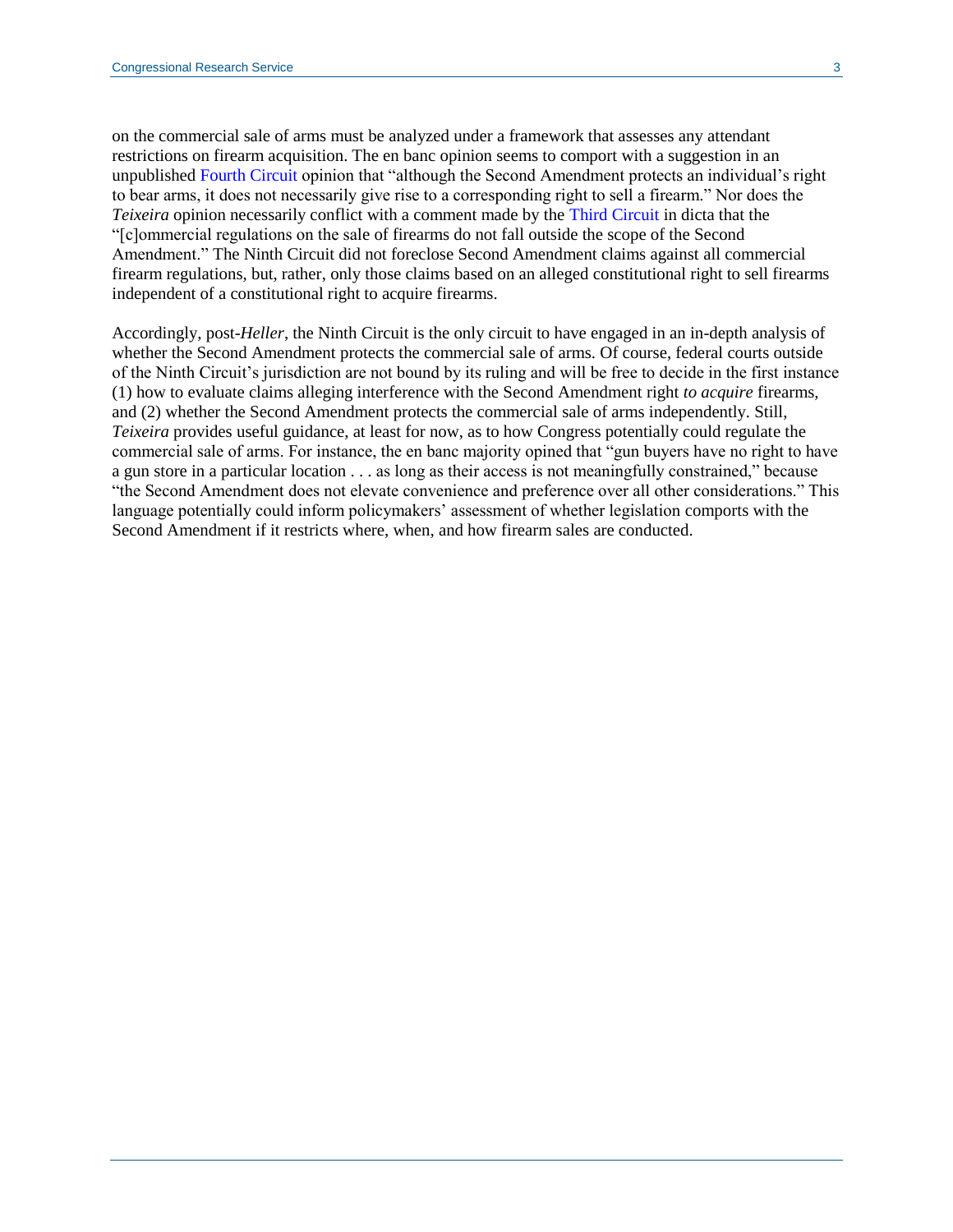on the commercial sale of arms must be analyzed under a framework that assesses any attendant restrictions on firearm acquisition. The en banc opinion seems to comport with a suggestion in an unpublished Fourth Circuit opinion that "although the Second Amendment protects an individual's right to bear arms, it does not necessarily give rise to a corresponding right to sell a firearm." Nor does the *Teixeira* opinion necessarily conflict with a comment made by the Third Circuit in dicta that the "[c]ommercial regulations on the sale of firearms do not fall outside the scope of the Second Amendment." The Ninth Circuit did not foreclose Second Amendment claims against all commercial firearm regulations, but, rather, only those claims based on an alleged constitutional right to sell firearms independent of a constitutional right to acquire firearms.

Accordingly, post-*Heller*, the Ninth Circuit is the only circuit to have engaged in an in-depth analysis of whether the Second Amendment protects the commercial sale of arms. Of course, federal courts outside of the Ninth Circuit's jurisdiction are not bound by its ruling and will be free to decide in the first instance (1) how to evaluate claims alleging interference with the Second Amendment right *to acquire* firearms, and (2) whether the Second Amendment protects the commercial sale of arms independently. Still, *Teixeira* provides useful guidance, at least for now, as to how Congress potentially could regulate the commercial sale of arms. For instance, the en banc majority opined that "gun buyers have no right to have a gun store in a particular location . . . as long as their access is not meaningfully constrained," because "the Second Amendment does not elevate convenience and preference over all other considerations." This language potentially could inform policymakers' assessment of whether legislation comports with the Second Amendment if it restricts where, when, and how firearm sales are conducted.